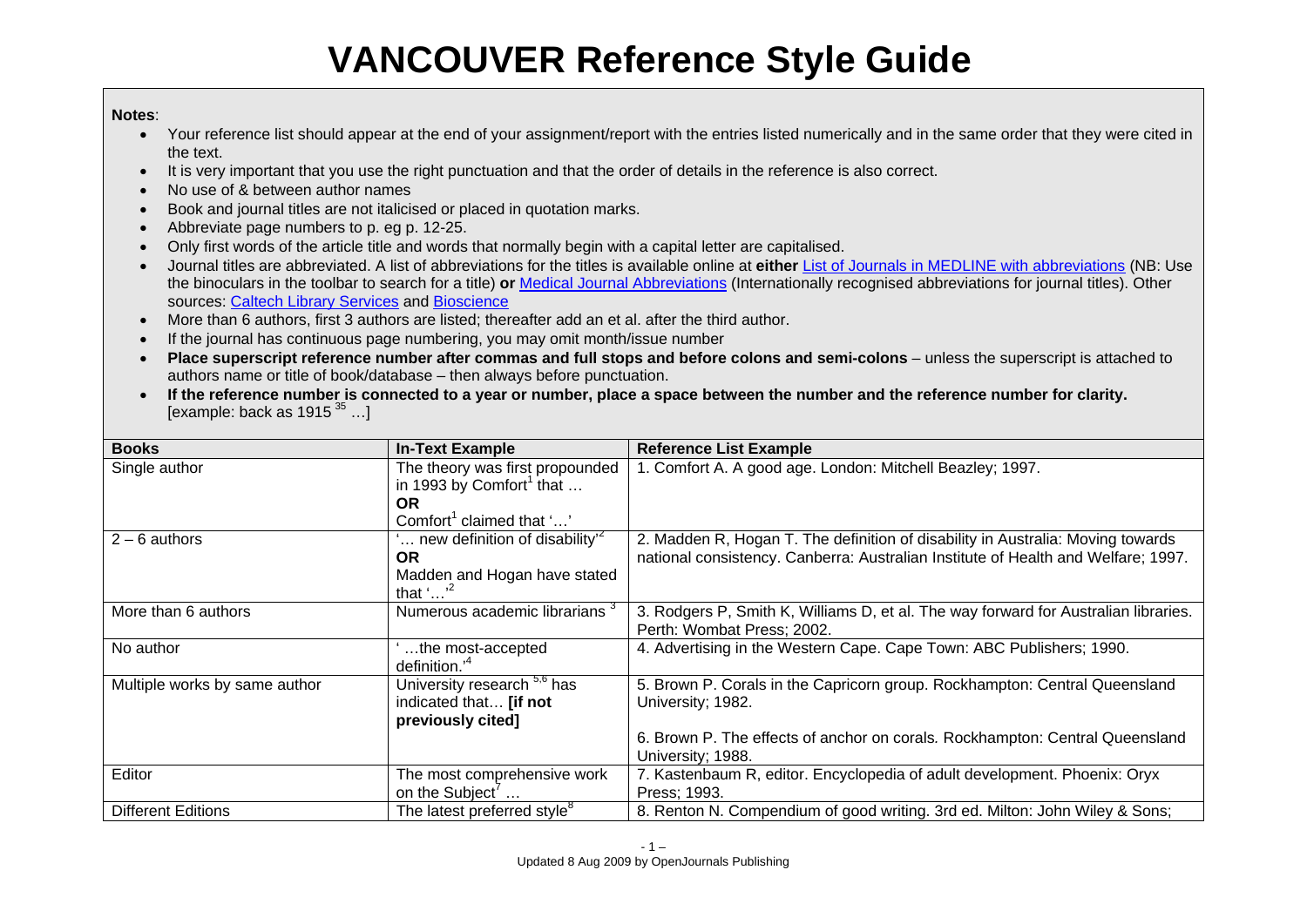# VANCOUVER Reference Style Guide

**Notes**:

- Your reference list should appear at the end of your assignment/report with the entries listed numerically and in the same order that they were cited in the text.
- It is very important that you use the right punctuation and that the order of details in the reference is also correct.
- No use of & between author names
- Book and journal titles are not italicised or placed in quotation marks.
- Abbreviate page numbers to p. eg p. 12-25.
- Only first words of the article title and words that normally begin with a capital letter are capitalised.
- Journal titles are abbreviated. A list of abbreviations for the titles is available online at **either** List of Journals in MEDLINE with abbreviations (NB: Use the binoculars in the toolbar to search for a title) **or** Medical Journal Abbreviations (Internationally recognised abbreviations for journal titles). Other sources: Caltech Library Services and Bioscience
- More than 6 authors, first 3 authors are listed; thereafter add an et al. after the third author.
- If the journal has continuous page numbering, you may omit month/issue number
- **Place superscript reference number after commas and full stops and before colons and semi-colons** – unless the superscript is attached to authors name or title of book/database – then always before punctuation.
- **If the reference number is connected to a year or number, place a space between the number and the reference number for clarity.** [example: back as 1915 [35] …]

| Books | In-Text Example | Reference List Example |
|---|---|---|
| Single author | The theory was first propounded in 1993 by Comfort[1] that …<br>**OR**<br>Comfort[1] claimed that '…' | 1. Comfort A. A good age. London: Mitchell Beazley; 1997. |
| 2 – 6 authors | '… new definition of disability'[2]<br>**OR**<br>Madden and Hogan have stated that '…'[2] | 2. Madden R, Hogan T. The definition of disability in Australia: Moving towards national consistency. Canberra: Australian Institute of Health and Welfare; 1997. |
| More than 6 authors | Numerous academic librarians [3] | 3. Rodgers P, Smith K, Williams D, et al. The way forward for Australian libraries. Perth: Wombat Press; 2002. |
| No author | ' …the most-accepted definition.'[4] | 4. Advertising in the Western Cape. Cape Town: ABC Publishers; 1990. |
| Multiple works by same author | University research [5,6] has indicated that… **[if not previously cited]** | 5. Brown P. Corals in the Capricorn group. Rockhampton: Central Queensland University; 1982.<br><br>6. Brown P. The effects of anchor on corals. Rockhampton: Central Queensland University; 1988. |
| Editor | The most comprehensive work on the Subject[7] … | 7. Kastenbaum R, editor. Encyclopedia of adult development. Phoenix: Oryx Press; 1993. |
| Different Editions | The latest preferred style[8] | 8. Renton N. Compendium of good writing. 3rd ed. Milton: John Wiley & Sons; |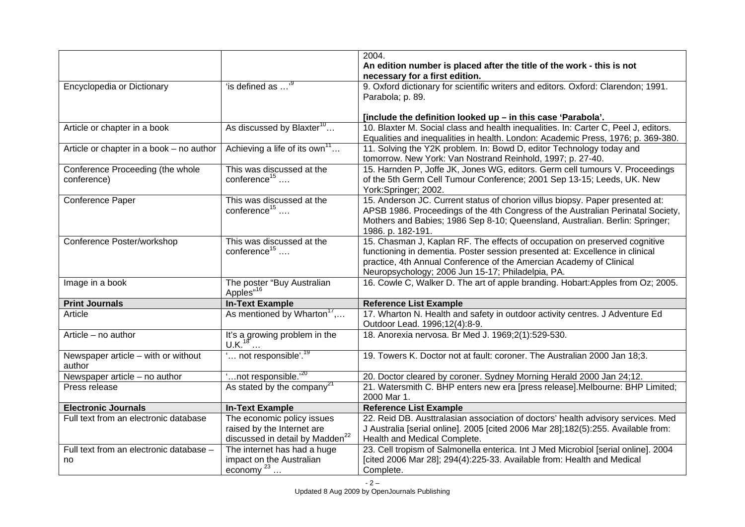| | | |
|---|---|---|
| | | 2004. **An edition number is placed after the title of the work - this is not necessary for a first edition.** |
| Encyclopedia or Dictionary | 'is defined as …'[9] | 9. Oxford dictionary for scientific writers and editors. Oxford: Clarendon; 1991. Parabola; p. 89. **[include the definition looked up – in this case 'Parabola'.** |
| Article or chapter in a book | As discussed by Blaxter[10]… | 10. Blaxter M. Social class and health inequalities. In: Carter C, Peel J, editors. Equalities and inequalities in health. London: Academic Press, 1976; p. 369-380. |
| Article or chapter in a book – no author | Achieving a life of its own[11]… | 11. Solving the Y2K problem. In: Bowd D, editor Technology today and tomorrow. New York: Van Nostrand Reinhold, 1997; p. 27-40. |
| Conference Proceeding (the whole conference) | This was discussed at the conference[15] …. | 15. Harnden P, Joffe JK, Jones WG, editors. Germ cell tumours V. Proceedings of the 5th Germ Cell Tumour Conference; 2001 Sep 13-15; Leeds, UK. New York:Springer; 2002. |
| Conference Paper | This was discussed at the conference[15] …. | 15. Anderson JC. Current status of chorion villus biopsy. Paper presented at: APSB 1986. Proceedings of the 4th Congress of the Australian Perinatal Society, Mothers and Babies; 1986 Sep 8-10; Queensland, Australian. Berlin: Springer; 1986. p. 182-191. |
| Conference Poster/workshop | This was discussed at the conference[15] …. | 15. Chasman J, Kaplan RF. The effects of occupation on preserved cognitive functioning in dementia. Poster session presented at: Excellence in clinical practice, 4th Annual Conference of the Amercian Academy of Clinical Neuropsychology; 2006 Jun 15-17; Philadelphia, PA. |
| Image in a book | The poster "Buy Australian Apples"[16] | 16. Cowle C, Walker D. The art of apple branding. Hobart:Apples from Oz; 2005. |
| **Print Journals** | **In-Text Example** | **Reference List Example** |
| Article | As mentioned by Wharton[17],… | 17. Wharton N. Health and safety in outdoor activity centres. J Adventure Ed Outdoor Lead. 1996;12(4):8-9. |
| Article – no author | It's a growing problem in the U.K.[18] … | 18. Anorexia nervosa. Br Med J. 1969;2(1):529-530. |
| Newspaper article – with or without author | '… not responsible'.[19] | 19. Towers K. Doctor not at fault: coroner. The Australian 2000 Jan 18;3. |
| Newspaper article – no author | '…not responsible.'[20] | 20. Doctor cleared by coroner. Sydney Morning Herald 2000 Jan 24;12. |
| Press release | As stated by the company[21] | 21. Watersmith C. BHP enters new era [press release].Melbourne: BHP Limited; 2000 Mar 1. |
| **Electronic Journals** | **In-Text Example** | **Reference List Example** |
| Full text from an electronic database | The economic policy issues raised by the Internet are discussed in detail by Madden[22] | 22. Reid DB. Austtralasian association of doctors' health advisory services. Med J Australia [serial online]. 2005 [cited 2006 Mar 28];182(5):255. Available from: Health and Medical Complete. |
| Full text from an electronic database – no | The internet has had a huge impact on the Australian economy [23] … | 23. Cell tropism of Salmonella enterica. Int J Med Microbiol [serial online]. 2004 [cited 2006 Mar 28]; 294(4):225-33. Available from: Health and Medical Complete. |

Updated 8 Aug 2009 by OpenJournals Publishing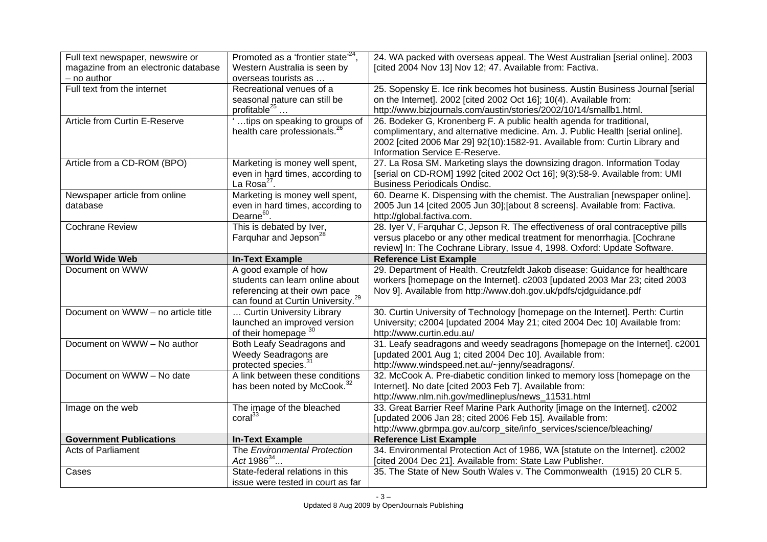| Full text newspaper, newswire or magazine from an electronic database – no author | Promoted as a 'frontier state'[24], Western Australia is seen by overseas tourists as … | 24. WA packed with overseas appeal. The West Australian [serial online]. 2003 [cited 2004 Nov 13] Nov 12; 47. Available from: Factiva. |
|---|---|---|
| Full text from the internet | Recreational venues of a seasonal nature can still be profitable[25] … | 25. Sopensky E. Ice rink becomes hot business. Austin Business Journal [serial on the Internet]. 2002 [cited 2002 Oct 16]; 10(4). Available from: http://www.bizjournals.com/austin/stories/2002/10/14/smallb1.html. |
| Article from Curtin E-Reserve | ' …tips on speaking to groups of health care professionals.[26] | 26. Bodeker G, Kronenberg F. A public health agenda for traditional, complimentary, and alternative medicine. Am. J. Public Health [serial online]. 2002 [cited 2006 Mar 29] 92(10):1582-91. Available from: Curtin Library and Information Service E-Reserve. |
| Article from a CD-ROM (BPO) | Marketing is money well spent, even in hard times, according to La Rosa[27]. | 27. La Rosa SM. Marketing slays the downsizing dragon. Information Today [serial on CD-ROM] 1992 [cited 2002 Oct 16]; 9(3):58-9. Available from: UMI Business Periodicals Ondisc. |
| Newspaper article from online database | Marketing is money well spent, even in hard times, according to Dearne[60]. | 60. Dearne K. Dispensing with the chemist. The Australian [newspaper online]. 2005 Jun 14 [cited 2005 Jun 30];[about 8 screens]. Available from: Factiva. http://global.factiva.com. |
| Cochrane Review | This is debated by Iver, Farquhar and Jepson[28] | 28. Iyer V, Farquhar C, Jepson R. The effectiveness of oral contraceptive pills versus placebo or any other medical treatment for menorrhagia. [Cochrane review] In: The Cochrane Library, Issue 4, 1998. Oxford: Update Software. |
| **World Wide Web** | **In-Text Example** | **Reference List Example** |
| Document on WWW | A good example of how students can learn online about referencing at their own pace can found at Curtin University.[29] | 29. Department of Health. Creutzfeldt Jakob disease: Guidance for healthcare workers [homepage on the Internet]. c2003 [updated 2003 Mar 23; cited 2003 Nov 9]. Available from http://www.doh.gov.uk/pdfs/cjdguidance.pdf |
| Document on WWW – no article title | … Curtin University Library launched an improved version of their homepage [30] | 30. Curtin University of Technology [homepage on the Internet]. Perth: Curtin University; c2004 [updated 2004 May 21; cited 2004 Dec 10] Available from: http://www.curtin.edu.au/ |
| Document on WWW – No author | Both Leafy Seadragons and Weedy Seadragons are protected species.[31] | 31. Leafy seadragons and weedy seadragons [homepage on the Internet]. c2001 [updated 2001 Aug 1; cited 2004 Dec 10]. Available from: http://www.windspeed.net.au/~jenny/seadragons/. |
| Document on WWW – No date | A link between these conditions has been noted by McCook.[32] | 32. McCook A. Pre-diabetic condition linked to memory loss [homepage on the Internet]. No date [cited 2003 Feb 7]. Available from: http://www.nlm.nih.gov/medlineplus/news_11531.html |
| Image on the web | The image of the bleached coral[33] | 33. Great Barrier Reef Marine Park Authority [image on the Internet]. c2002 [updated 2006 Jan 28; cited 2006 Feb 15]. Available from: http://www.gbrmpa.gov.au/corp_site/info_services/science/bleaching/ |
| **Government Publications** | **In-Text Example** | **Reference List Example** |
| Acts of Parliament | The *Environmental Protection Act* 1986[34]… | 34. Environmental Protection Act of 1986, WA [statute on the Internet]. c2002 [cited 2004 Dec 21]. Available from: State Law Publisher. |
| Cases | State-federal relations in this issue were tested in court as far | 35. The State of New South Wales v. The Commonwealth (1915) 20 CLR 5. |

Updated 8 Aug 2009 by OpenJournals Publishing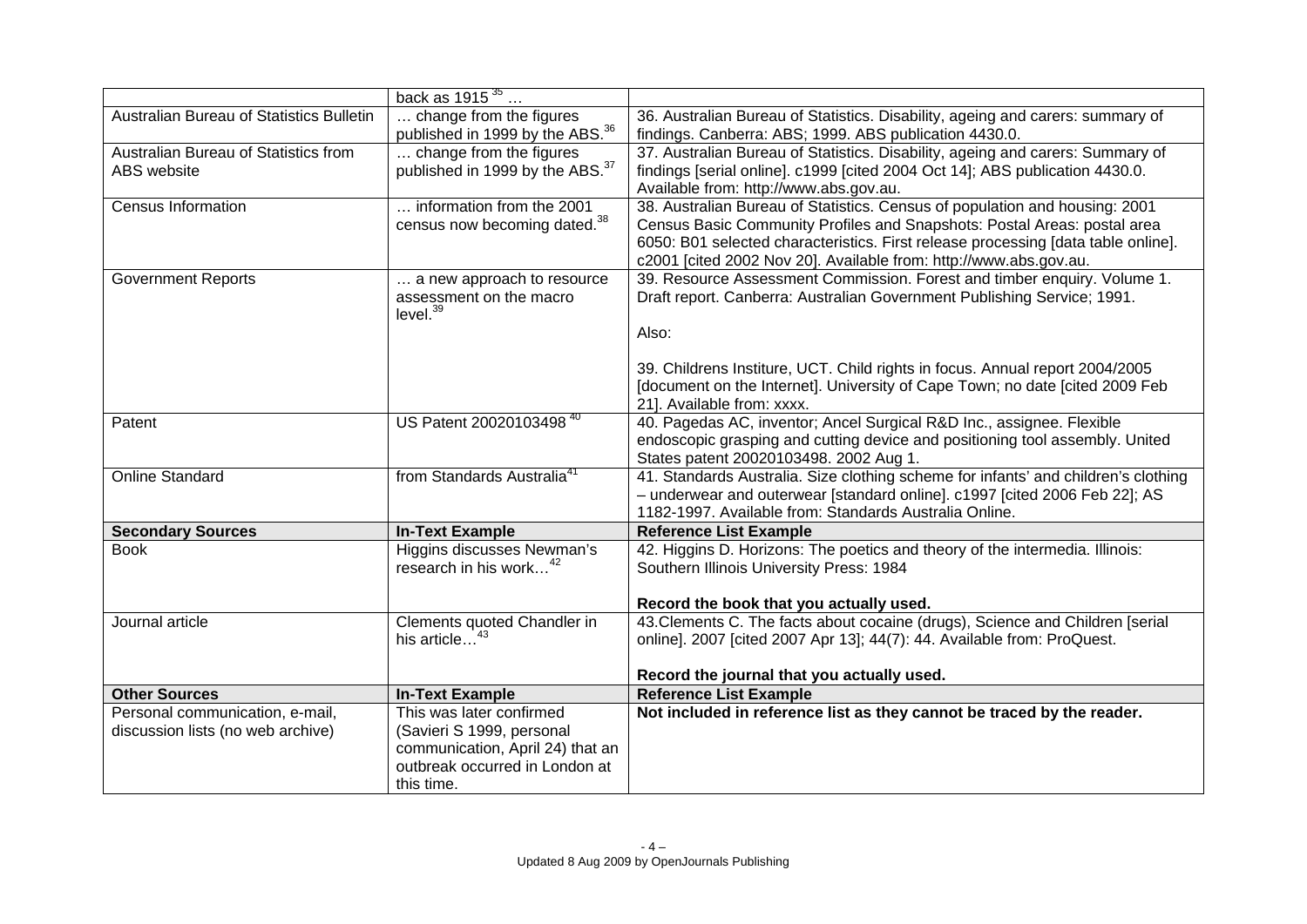| | back as 1915[35] … | |
|---|---|---|
| Australian Bureau of Statistics Bulletin | … change from the figures published in 1999 by the ABS.[36] | 36. Australian Bureau of Statistics. Disability, ageing and carers: summary of findings. Canberra: ABS; 1999. ABS publication 4430.0. |
| Australian Bureau of Statistics from ABS website | … change from the figures published in 1999 by the ABS.[37] | 37. Australian Bureau of Statistics. Disability, ageing and carers: Summary of findings [serial online]. c1999 [cited 2004 Oct 14]; ABS publication 4430.0. Available from: http://www.abs.gov.au. |
| Census Information | … information from the 2001 census now becoming dated.[38] | 38. Australian Bureau of Statistics. Census of population and housing: 2001 Census Basic Community Profiles and Snapshots: Postal Areas: postal area 6050: B01 selected characteristics. First release processing [data table online]. c2001 [cited 2002 Nov 20]. Available from: http://www.abs.gov.au. |
| Government Reports | … a new approach to resource assessment on the macro level.[39] | 39. Resource Assessment Commission. Forest and timber enquiry. Volume 1. Draft report. Canberra: Australian Government Publishing Service; 1991.<br><br>Also:<br><br>39. Childrens Institute, UCT. Child rights in focus. Annual report 2004/2005 [document on the Internet]. University of Cape Town; no date [cited 2009 Feb 21]. Available from: xxxx. |
| Patent | US Patent 20020103498[40] | 40. Pagedas AC, inventor; Ancel Surgical R&D Inc., assignee. Flexible endoscopic grasping and cutting device and positioning tool assembly. United States patent 20020103498. 2002 Aug 1. |
| Online Standard | from Standards Australia[41] | 41. Standards Australia. Size clothing scheme for infants' and children's clothing – underwear and outerwear [standard online]. c1997 [cited 2006 Feb 22]; AS 1182-1997. Available from: Standards Australia Online. |
| **Secondary Sources** | **In-Text Example** | **Reference List Example** |
| Book | Higgins discusses Newman's research in his work…[42] | 42. Higgins D. Horizons: The poetics and theory of the intermedia. Illinois: Southern Illinois University Press: 1984<br><br>**Record the book that you actually used.** |
| Journal article | Clements quoted Chandler in his article…[43] | 43.Clements C. The facts about cocaine (drugs), Science and Children [serial online]. 2007 [cited 2007 Apr 13]; 44(7): 44. Available from: ProQuest.<br><br>**Record the journal that you actually used.** |
| **Other Sources** | **In-Text Example** | **Reference List Example** |
| Personal communication, e-mail, discussion lists (no web archive) | This was later confirmed (Savieri S 1999, personal communication, April 24) that an outbreak occurred in London at this time. | **Not included in reference list as they cannot be traced by the reader.** |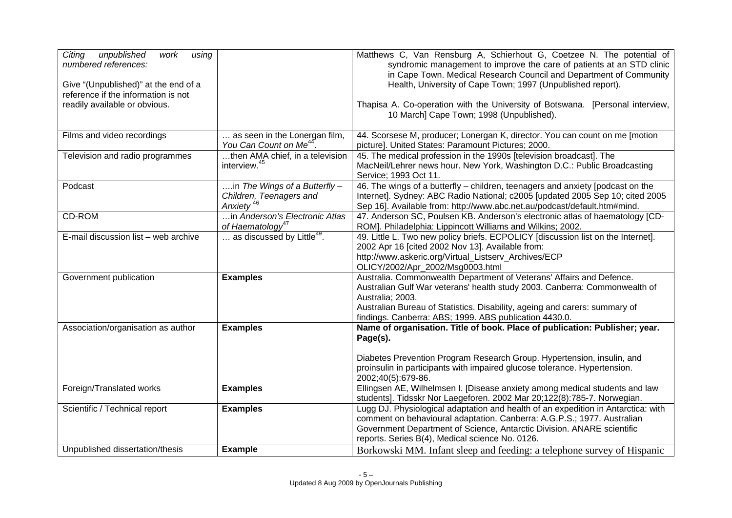| | | |
|---|---|---|
| *Citing unpublished work using numbered references:*<br><br>Give "(Unpublished)" at the end of a reference if the information is not readily available or obvious. | | Matthews C, Van Rensburg A, Schierhout G, Coetzee N. The potential of syndromic management to improve the care of patients at an STD clinic in Cape Town. Medical Research Council and Department of Community Health, University of Cape Town; 1997 (Unpublished report).<br><br>Thapisa A. Co-operation with the University of Botswana. [Personal interview, 10 March] Cape Town; 1998 (Unpublished). |
| Films and video recordings | … as seen in the Lonergan film, *You Can Count on Me*[44]. | 44. Scorsese M, producer; Lonergan K, director. You can count on me [motion picture]. United States: Paramount Pictures; 2000. |
| Television and radio programmes | …then AMA chief, in a television interview.[45] | 45. The medical profession in the 1990s [television broadcast]. The MacNeil/Lehrer news hour. New York, Washington D.C.: Public Broadcasting Service; 1993 Oct 11. |
| Podcast | ….in *The Wings of a Butterfly – Children, Teenagers and Anxiety* [46] | 46. The wings of a butterfly – children, teenagers and anxiety [podcast on the Internet]. Sydney: ABC Radio National; c2005 [updated 2005 Sep 10; cited 2005 Sep 16]. Available from: http://www.abc.net.au/podcast/default.htm#mind. |
| CD-ROM | …in *Anderson's Electronic Atlas of Haematology*[47] | 47. Anderson SC, Poulsen KB. Anderson's electronic atlas of haematology [CD-ROM]. Philadelphia: Lippincott Williams and Wilkins; 2002. |
| E-mail discussion list – web archive | … as discussed by Little[49]. | 49. Little L. Two new policy briefs. ECPOLICY [discussion list on the Internet]. 2002 Apr 16 [cited 2002 Nov 13]. Available from: http://www.askeric.org/Virtual_Listserv_Archives/ECP OLICY/2002/Apr_2002/Msg0003.html |
| Government publication | **Examples** | Australia. Commonwealth Department of Veterans' Affairs and Defence. Australian Gulf War veterans' health study 2003. Canberra: Commonwealth of Australia; 2003.<br>Australian Bureau of Statistics. Disability, ageing and carers: summary of findings. Canberra: ABS; 1999. ABS publication 4430.0. |
| Association/organisation as author | **Examples** | **Name of organisation. Title of book. Place of publication: Publisher; year. Page(s).**<br><br>Diabetes Prevention Program Research Group. Hypertension, insulin, and proinsulin in participants with impaired glucose tolerance. Hypertension. 2002;40(5):679-86. |
| Foreign/Translated works | **Examples** | Ellingsen AE, Wilhelmsen I. [Disease anxiety among medical students and law students]. Tidsskr Nor Laegeforen. 2002 Mar 20;122(8):785-7. Norwegian. |
| Scientific / Technical report | **Examples** | Lugg DJ. Physiological adaptation and health of an expedition in Antarctica: with comment on behavioural adaptation. Canberra: A.G.P.S.; 1977. Australian Government Department of Science, Antarctic Division. ANARE scientific reports. Series B(4), Medical science No. 0126. |
| Unpublished dissertation/thesis | **Example** | Borkowski MM. Infant sleep and feeding: a telephone survey of Hispanic |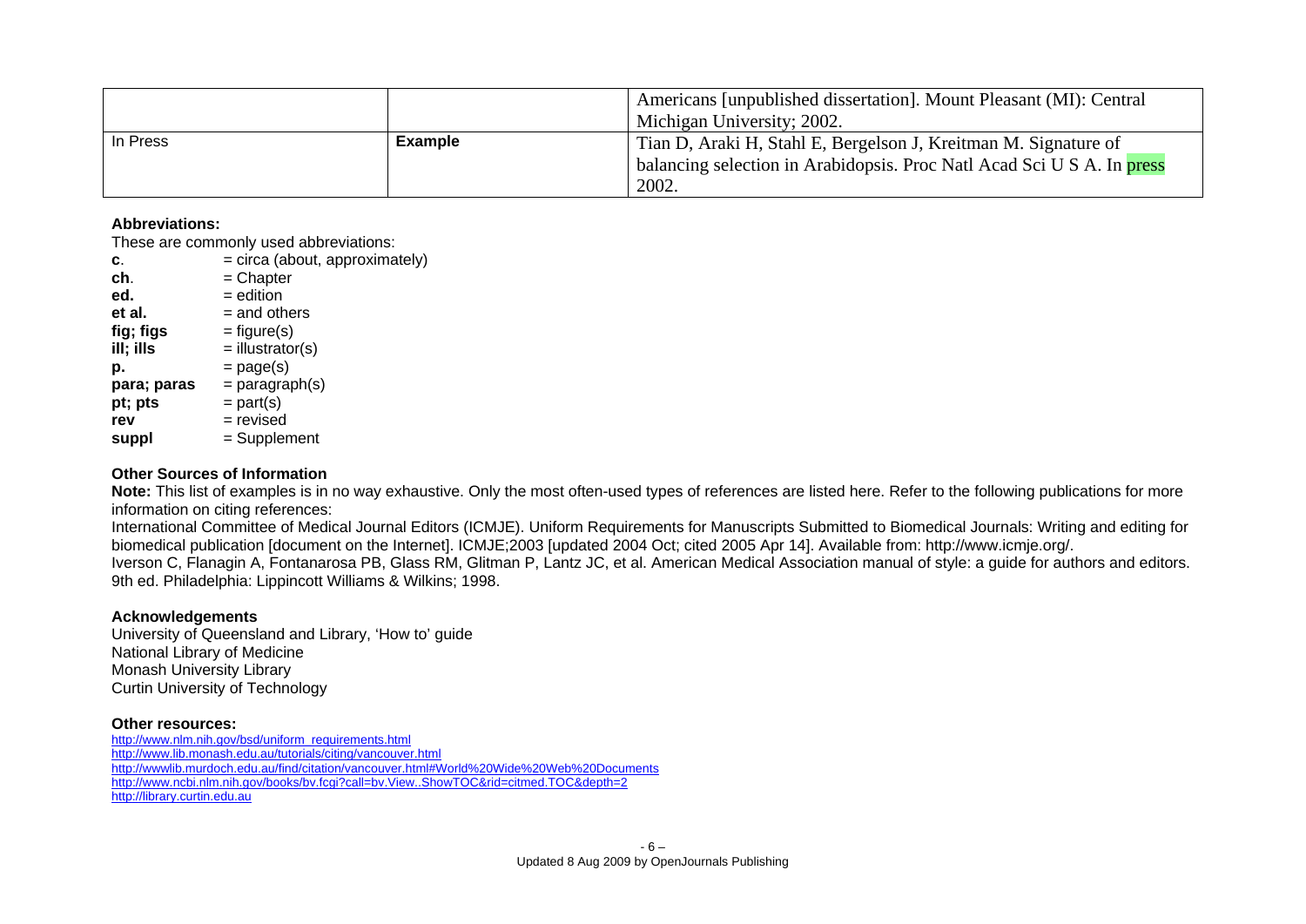| | | |
|---|---|---|
| | | Americans [unpublished dissertation]. Mount Pleasant (MI): Central Michigan University; 2002. |
| In Press | **Example** | Tian D, Araki H, Stahl E, Bergelson J, Kreitman M. Signature of balancing selection in Arabidopsis. Proc Natl Acad Sci U S A. In press 2002. |

**Abbreviations:**

These are commonly used abbreviations:

| | |
|---|---|
| **c**. | = circa (about, approximately) |
| **ch**. | = Chapter |
| **ed.** | = edition |
| **et al.** | = and others |
| **fig; figs** | = figure(s) |
| **ill; ills** | = illustrator(s) |
| **p.** | = page(s) |
| **para; paras** | = paragraph(s) |
| **pt; pts** | = part(s) |
| **rev** | = revised |
| **suppl** | = Supplement |

**Other Sources of Information**

**Note:** This list of examples is in no way exhaustive. Only the most often-used types of references are listed here. Refer to the following publications for more information on citing references:

International Committee of Medical Journal Editors (ICMJE). Uniform Requirements for Manuscripts Submitted to Biomedical Journals: Writing and editing for biomedical publication [document on the Internet]. ICMJE;2003 [updated 2004 Oct; cited 2005 Apr 14]. Available from: http://www.icmje.org/.

Iverson C, Flanagin A, Fontanarosa PB, Glass RM, Glitman P, Lantz JC, et al. American Medical Association manual of style: a guide for authors and editors. 9th ed. Philadelphia: Lippincott Williams & Wilkins; 1998.

**Acknowledgements**

University of Queensland and Library, 'How to' guide
National Library of Medicine
Monash University Library
Curtin University of Technology

**Other resources:**

http://www.nlm.nih.gov/bsd/uniform_requirements.html
http://www.lib.monash.edu.au/tutorials/citing/vancouver.html
http://wwwlib.murdoch.edu.au/find/citation/vancouver.html#World%20Wide%20Web%20Documents
http://www.ncbi.nlm.nih.gov/books/bv.fcgi?call=bv.View..ShowTOC&rid=citmed.TOC&depth=2
http://library.curtin.edu.au

Updated 8 Aug 2009 by OpenJournals Publishing